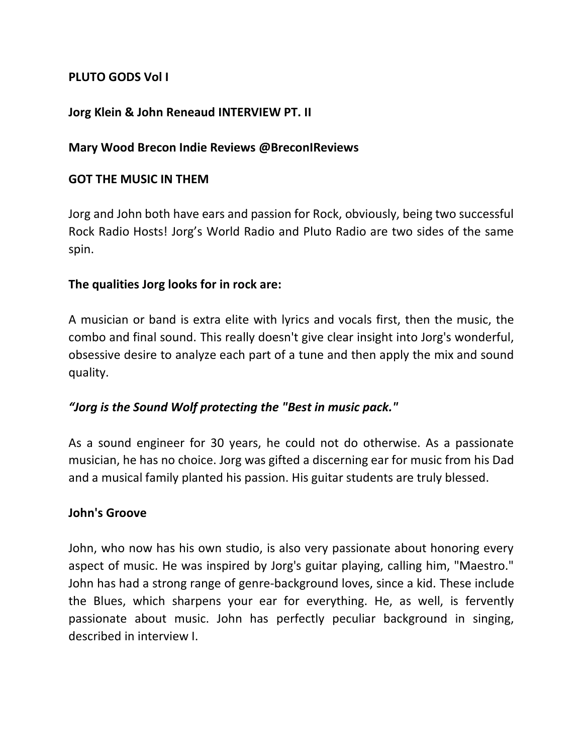**PLUTO GODS Vol I**

**Jorg Klein & John Reneaud INTERVIEW PT. II**

**Mary Wood Brecon Indie Reviews @BreconIReviews**

**GOT THE MUSIC IN THEM**

Jorg and John both have ears and passion for Rock, obviously, being two successful Rock Radio Hosts! Jorg's World Radio and Pluto Radio are two sides of the same spin.

**The qualities Jorg looks for in rock are:**

A musician or band is extra elite with lyrics and vocals first, then the music, the combo and final sound. This really doesn't give clear insight into Jorg's wonderful, obsessive desire to analyze each part of a tune and then apply the mix and sound quality.

***"Jorg is the Sound Wolf protecting the "Best in music pack."***

As a sound engineer for 30 years, he could not do otherwise. As a passionate musician, he has no choice. Jorg was gifted a discerning ear for music from his Dad and a musical family planted his passion. His guitar students are truly blessed.

**John's Groove**

John, who now has his own studio, is also very passionate about honoring every aspect of music. He was inspired by Jorg's guitar playing, calling him, "Maestro." John has had a strong range of genre-background loves, since a kid. These include the Blues, which sharpens your ear for everything. He, as well, is fervently passionate about music. John has perfectly peculiar background in singing, described in interview I.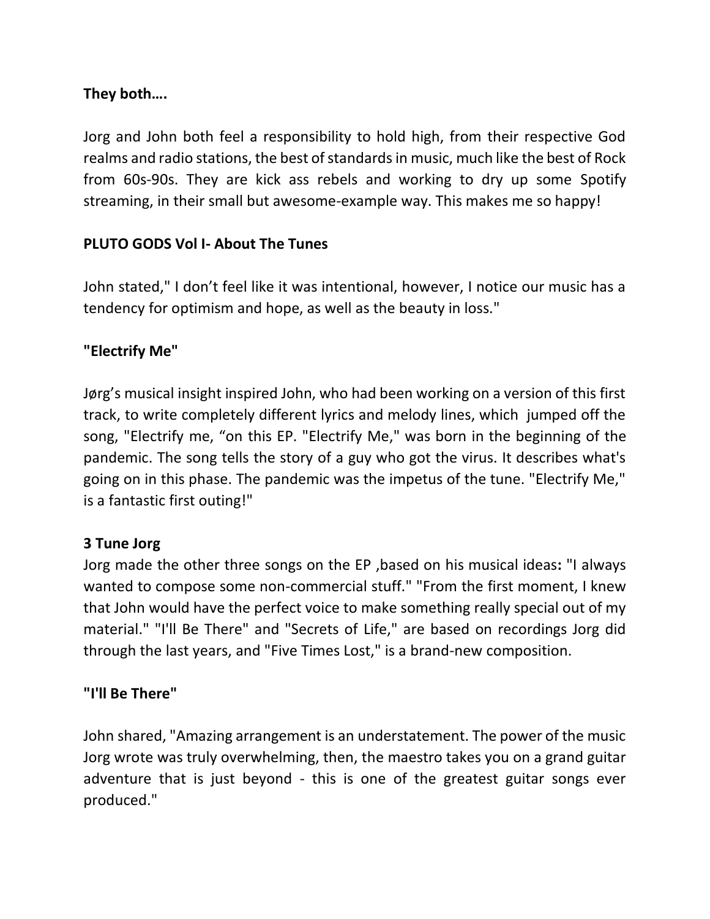**They both….**

Jorg and John both feel a responsibility to hold high, from their respective God realms and radio stations, the best of standards in music, much like the best of Rock from 60s-90s. They are kick ass rebels and working to dry up some Spotify streaming, in their small but awesome-example way. This makes me so happy!

**PLUTO GODS Vol I- About The Tunes**

John stated," I don't feel like it was intentional, however, I notice our music has a tendency for optimism and hope, as well as the beauty in loss."

**"Electrify Me"**

Jørg's musical insight inspired John, who had been working on a version of this first track, to write completely different lyrics and melody lines, which jumped off the song, "Electrify me, "on this EP. "Electrify Me," was born in the beginning of the pandemic. The song tells the story of a guy who got the virus. It describes what's going on in this phase. The pandemic was the impetus of the tune. "Electrify Me," is a fantastic first outing!"

**3 Tune Jorg**

Jorg made the other three songs on the EP ,based on his musical ideas**:** "I always wanted to compose some non-commercial stuff." "From the first moment, I knew that John would have the perfect voice to make something really special out of my material." "I'll Be There" and "Secrets of Life," are based on recordings Jorg did through the last years, and "Five Times Lost," is a brand-new composition.

**"I'll Be There"**

John shared, "Amazing arrangement is an understatement. The power of the music Jorg wrote was truly overwhelming, then, the maestro takes you on a grand guitar adventure that is just beyond - this is one of the greatest guitar songs ever produced."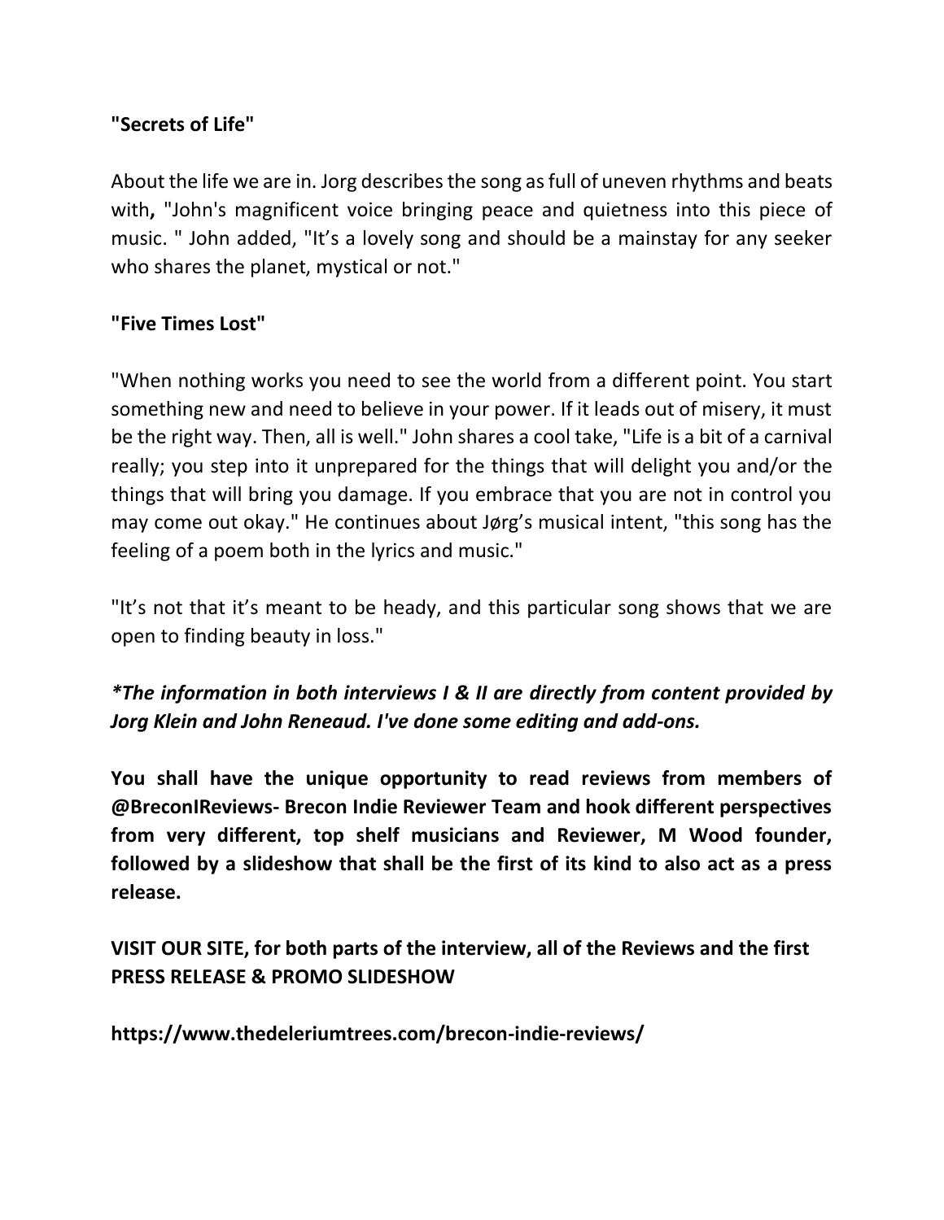**"Secrets of Life"**

About the life we are in. Jorg describes the song as full of uneven rhythms and beats with**,** "John's magnificent voice bringing peace and quietness into this piece of music. " John added, "It's a lovely song and should be a mainstay for any seeker who shares the planet, mystical or not."

**"Five Times Lost"**

"When nothing works you need to see the world from a different point. You start something new and need to believe in your power. If it leads out of misery, it must be the right way. Then, all is well." John shares a cool take, "Life is a bit of a carnival really; you step into it unprepared for the things that will delight you and/or the things that will bring you damage. If you embrace that you are not in control you may come out okay." He continues about Jørg's musical intent, "this song has the feeling of a poem both in the lyrics and music."

"It's not that it's meant to be heady, and this particular song shows that we are open to finding beauty in loss."

***The information in both interviews I & II are directly from content provided by Jorg Klein and John Reneaud. I've done some editing and add-ons.***

**You shall have the unique opportunity to read reviews from members of @BreconIReviews- Brecon Indie Reviewer Team and hook different perspectives from very different, top shelf musicians and Reviewer, M Wood founder, followed by a slideshow that shall be the first of its kind to also act as a press release.**

**VISIT OUR SITE, for both parts of the interview, all of the Reviews and the first PRESS RELEASE & PROMO SLIDESHOW**

**https://www.thedeleriumtrees.com/brecon-indie-reviews/**